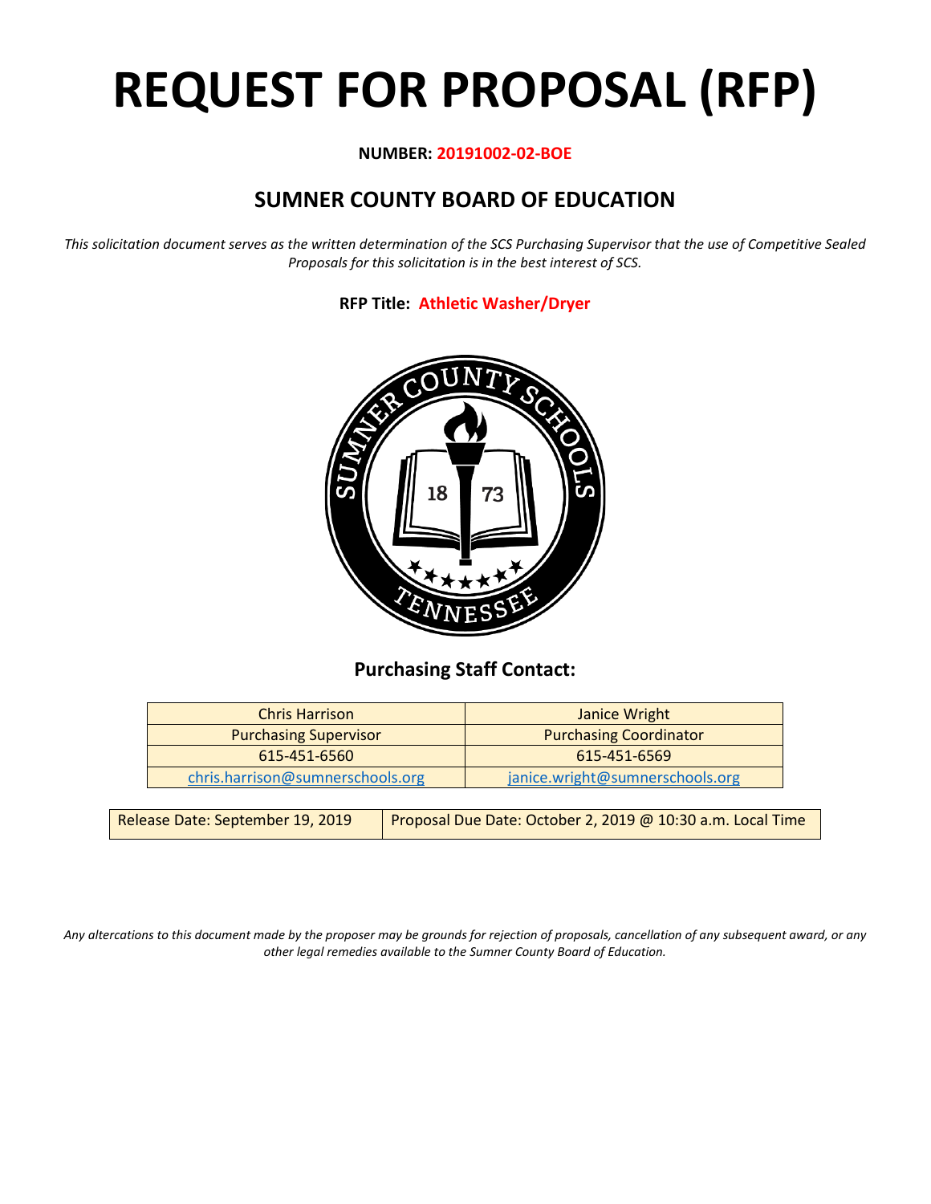# REQUEST FOR PROPOSAL (RFP)

**NUMBER: 20191002-02-BOE**

## SUMNER COUNTY BOARD OF EDUCATION

*This solicitation document serves as the written determination of the SCS Purchasing Supervisor that the use of Competitive Sealed Proposals for this solicitation is in the best interest of SCS.*

**RFP Title: Athletic Washer/Dryer**

### Purchasing Staff Contact:

| Chris Harrison | Janice Wright |
|---|---|
| Purchasing Supervisor | Purchasing Coordinator |
| 615-451-6560 | 615-451-6569 |
| chris.harrison@sumnerschools.org | janice.wright@sumnerschools.org |

| Release Date: September 19, 2019 | Proposal Due Date: October 2, 2019 @ 10:30 a.m. Local Time |
|---|---|

*Any altercations to this document made by the proposer may be grounds for rejection of proposals, cancellation of any subsequent award, or any other legal remedies available to the Sumner County Board of Education.*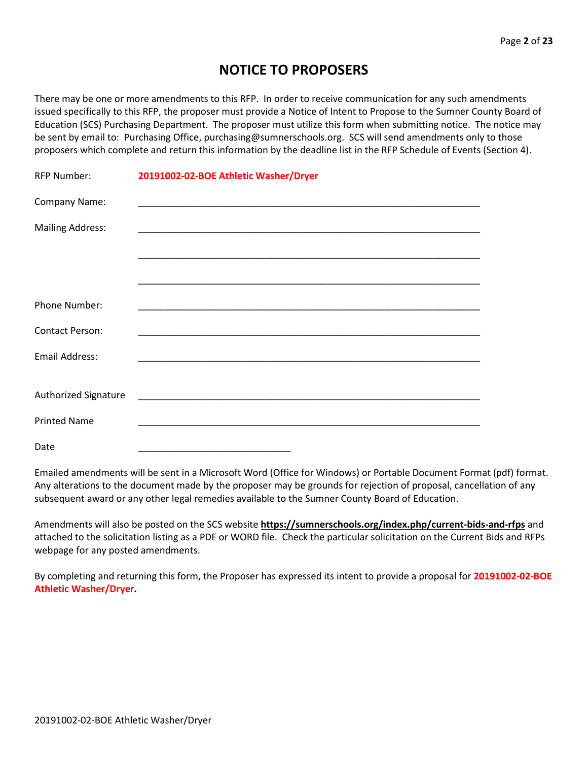# NOTICE TO PROPOSERS

There may be one or more amendments to this RFP. In order to receive communication for any such amendments issued specifically to this RFP, the proposer must provide a Notice of Intent to Propose to the Sumner County Board of Education (SCS) Purchasing Department. The proposer must utilize this form when submitting notice. The notice may be sent by email to: Purchasing Office, purchasing@sumnerschools.org. SCS will send amendments only to those proposers which complete and return this information by the deadline list in the RFP Schedule of Events (Section 4).

RFP Number: **20191002-02-BOE Athletic Washer/Dryer**

Company Name: ____________________________________________________________

Mailing Address: ____________________________________________________________

____________________________________________________________

____________________________________________________________

Phone Number: ____________________________________________________________

Contact Person: ____________________________________________________________

Email Address: ____________________________________________________________

Authorized Signature ____________________________________________________________

Printed Name ____________________________________________________________

Date ____________________________

Emailed amendments will be sent in a Microsoft Word (Office for Windows) or Portable Document Format (pdf) format. Any alterations to the document made by the proposer may be grounds for rejection of proposal, cancellation of any subsequent award or any other legal remedies available to the Sumner County Board of Education.

Amendments will also be posted on the SCS website **https://sumnerschools.org/index.php/current-bids-and-rfps** and attached to the solicitation listing as a PDF or WORD file. Check the particular solicitation on the Current Bids and RFPs webpage for any posted amendments.

By completing and returning this form, the Proposer has expressed its intent to provide a proposal for **20191002-02-BOE Athletic Washer/Dryer.**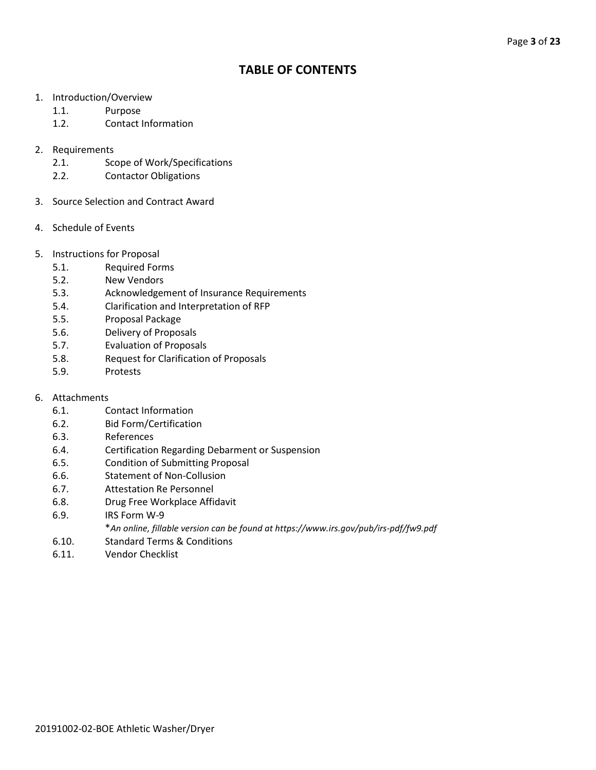# TABLE OF CONTENTS

1. Introduction/Overview
   - 1.1. Purpose
   - 1.2. Contact Information

2. Requirements
   - 2.1. Scope of Work/Specifications
   - 2.2. Contactor Obligations

3. Source Selection and Contract Award

4. Schedule of Events

5. Instructions for Proposal
   - 5.1. Required Forms
   - 5.2. New Vendors
   - 5.3. Acknowledgement of Insurance Requirements
   - 5.4. Clarification and Interpretation of RFP
   - 5.5. Proposal Package
   - 5.6. Delivery of Proposals
   - 5.7. Evaluation of Proposals
   - 5.8. Request for Clarification of Proposals
   - 5.9. Protests

6. Attachments
   - 6.1. Contact Information
   - 6.2. Bid Form/Certification
   - 6.3. References
   - 6.4. Certification Regarding Debarment or Suspension
   - 6.5. Condition of Submitting Proposal
   - 6.6. Statement of Non-Collusion
   - 6.7. Attestation Re Personnel
   - 6.8. Drug Free Workplace Affidavit
   - 6.9. IRS Form W-9
     - **An online, fillable version can be found at https://www.irs.gov/pub/irs-pdf/fw9.pdf*
   - 6.10. Standard Terms & Conditions
   - 6.11. Vendor Checklist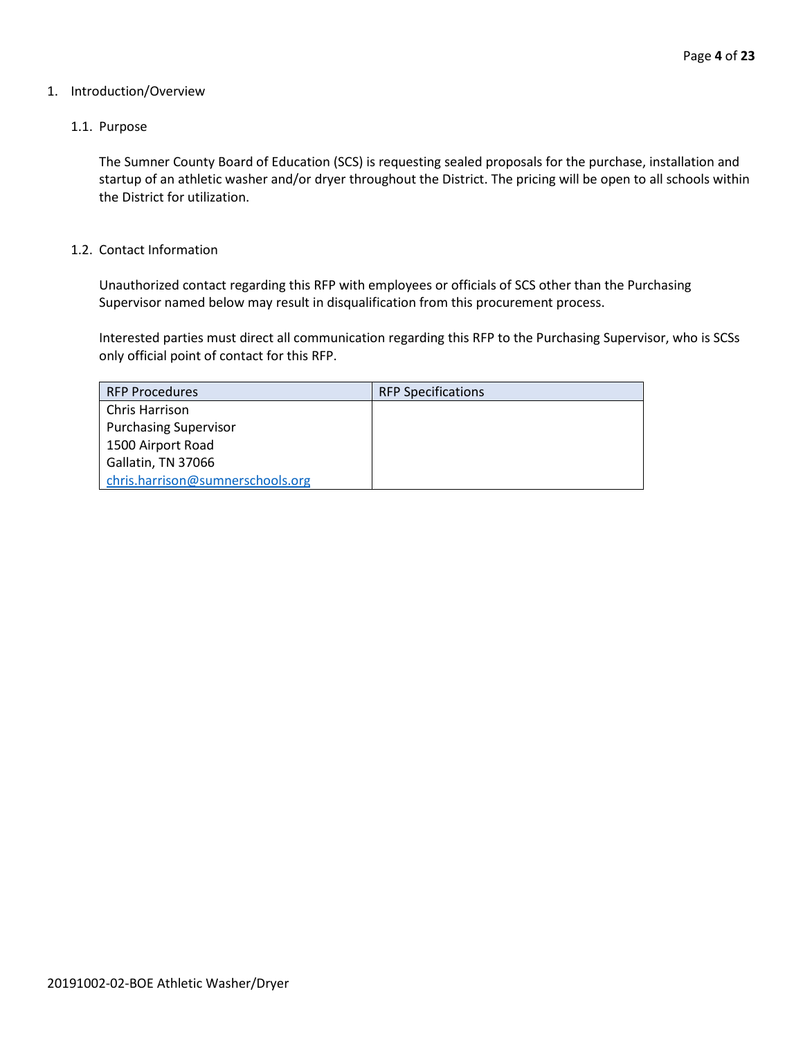# 1. Introduction/Overview

## 1.1. Purpose

The Sumner County Board of Education (SCS) is requesting sealed proposals for the purchase, installation and startup of an athletic washer and/or dryer throughout the District. The pricing will be open to all schools within the District for utilization.

## 1.2. Contact Information

Unauthorized contact regarding this RFP with employees or officials of SCS other than the Purchasing Supervisor named below may result in disqualification from this procurement process.

Interested parties must direct all communication regarding this RFP to the Purchasing Supervisor, who is SCSs only official point of contact for this RFP.

| RFP Procedures | RFP Specifications |
|---|---|
| Chris Harrison<br>Purchasing Supervisor<br>1500 Airport Road<br>Gallatin, TN 37066<br>chris.harrison@sumnerschools.org | |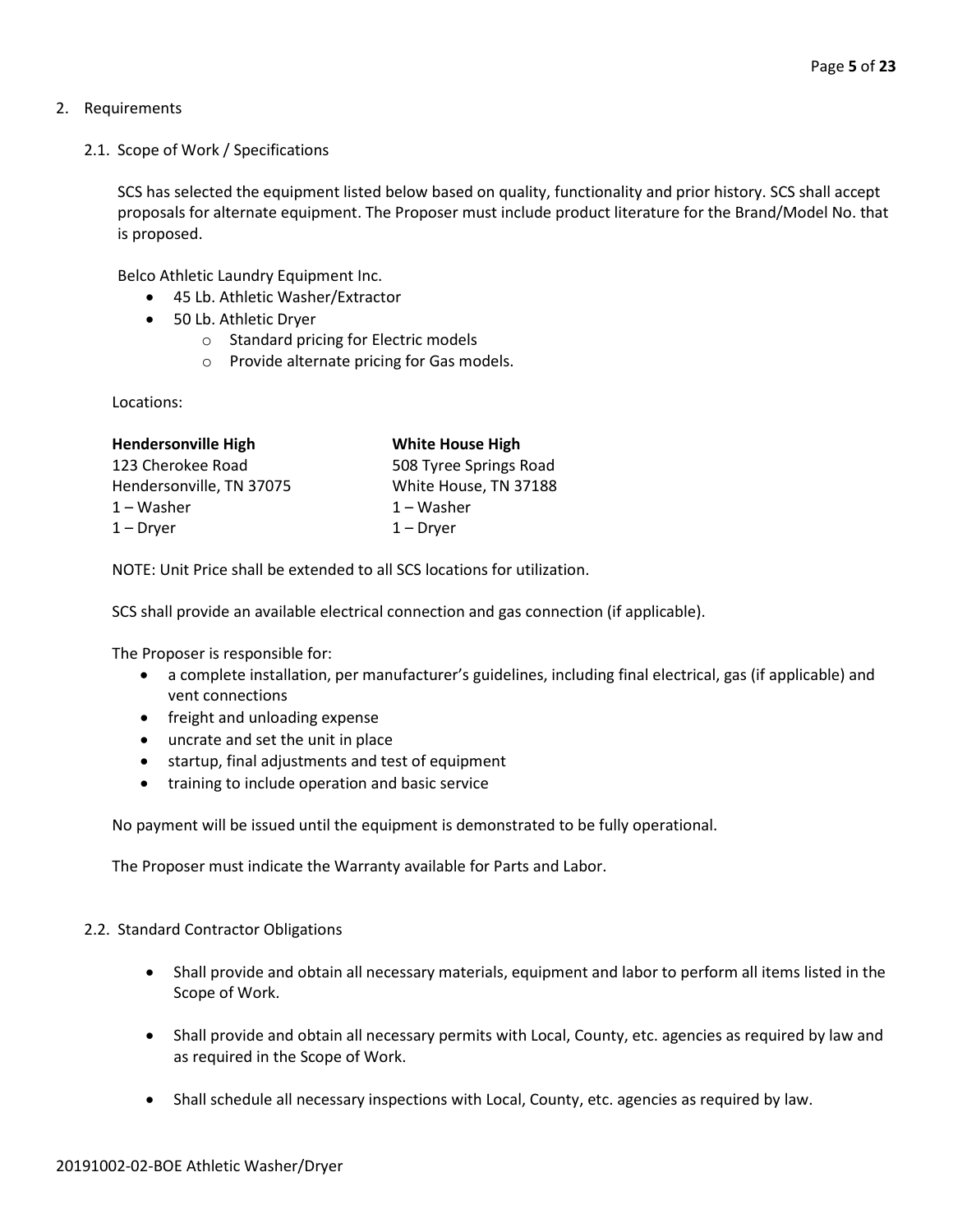## 2. Requirements

### 2.1. Scope of Work / Specifications

SCS has selected the equipment listed below based on quality, functionality and prior history. SCS shall accept proposals for alternate equipment. The Proposer must include product literature for the Brand/Model No. that is proposed.

Belco Athletic Laundry Equipment Inc.

- 45 Lb. Athletic Washer/Extractor
- 50 Lb. Athletic Dryer
  - Standard pricing for Electric models
  - Provide alternate pricing for Gas models.

Locations:

| **Hendersonville High** | **White House High** |
|---|---|
| 123 Cherokee Road | 508 Tyree Springs Road |
| Hendersonville, TN 37075 | White House, TN 37188 |
| 1 – Washer | 1 – Washer |
| 1 – Dryer | 1 – Dryer |

NOTE: Unit Price shall be extended to all SCS locations for utilization.

SCS shall provide an available electrical connection and gas connection (if applicable).

The Proposer is responsible for:

- a complete installation, per manufacturer's guidelines, including final electrical, gas (if applicable) and vent connections
- freight and unloading expense
- uncrate and set the unit in place
- startup, final adjustments and test of equipment
- training to include operation and basic service

No payment will be issued until the equipment is demonstrated to be fully operational.

The Proposer must indicate the Warranty available for Parts and Labor.

### 2.2. Standard Contractor Obligations

- Shall provide and obtain all necessary materials, equipment and labor to perform all items listed in the Scope of Work.
- Shall provide and obtain all necessary permits with Local, County, etc. agencies as required by law and as required in the Scope of Work.
- Shall schedule all necessary inspections with Local, County, etc. agencies as required by law.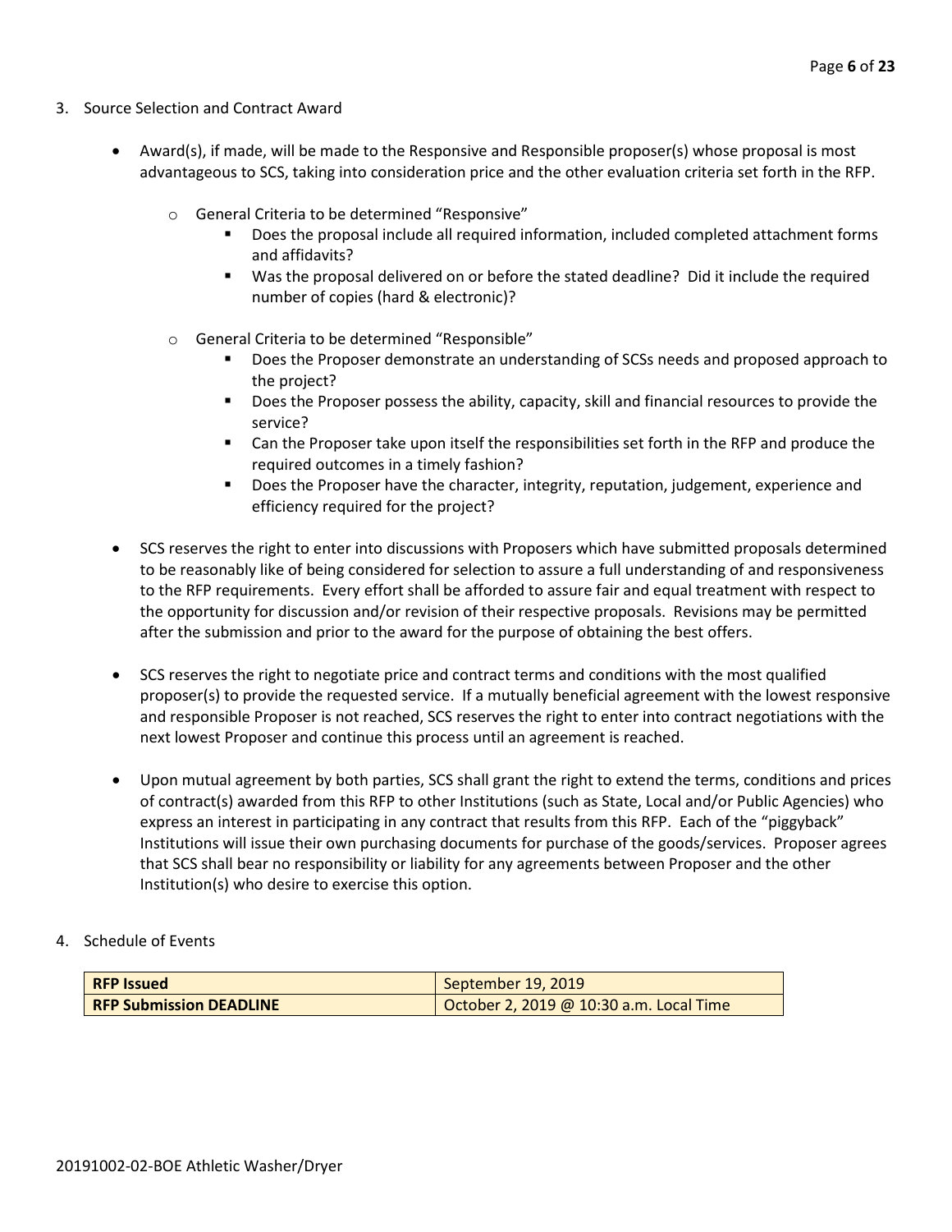3. Source Selection and Contract Award

- Award(s), if made, will be made to the Responsive and Responsible proposer(s) whose proposal is most advantageous to SCS, taking into consideration price and the other evaluation criteria set forth in the RFP.
  - General Criteria to be determined "Responsive"
    - Does the proposal include all required information, included completed attachment forms and affidavits?
    - Was the proposal delivered on or before the stated deadline? Did it include the required number of copies (hard & electronic)?
  - General Criteria to be determined "Responsible"
    - Does the Proposer demonstrate an understanding of SCSs needs and proposed approach to the project?
    - Does the Proposer possess the ability, capacity, skill and financial resources to provide the service?
    - Can the Proposer take upon itself the responsibilities set forth in the RFP and produce the required outcomes in a timely fashion?
    - Does the Proposer have the character, integrity, reputation, judgement, experience and efficiency required for the project?

- SCS reserves the right to enter into discussions with Proposers which have submitted proposals determined to be reasonably like of being considered for selection to assure a full understanding of and responsiveness to the RFP requirements. Every effort shall be afforded to assure fair and equal treatment with respect to the opportunity for discussion and/or revision of their respective proposals. Revisions may be permitted after the submission and prior to the award for the purpose of obtaining the best offers.

- SCS reserves the right to negotiate price and contract terms and conditions with the most qualified proposer(s) to provide the requested service. If a mutually beneficial agreement with the lowest responsive and responsible Proposer is not reached, SCS reserves the right to enter into contract negotiations with the next lowest Proposer and continue this process until an agreement is reached.

- Upon mutual agreement by both parties, SCS shall grant the right to extend the terms, conditions and prices of contract(s) awarded from this RFP to other Institutions (such as State, Local and/or Public Agencies) who express an interest in participating in any contract that results from this RFP. Each of the "piggyback" Institutions will issue their own purchasing documents for purchase of the goods/services. Proposer agrees that SCS shall bear no responsibility or liability for any agreements between Proposer and the other Institution(s) who desire to exercise this option.

4. Schedule of Events

| **RFP Issued** | September 19, 2019 |
|---|---|
| **RFP Submission DEADLINE** | October 2, 2019 @ 10:30 a.m. Local Time |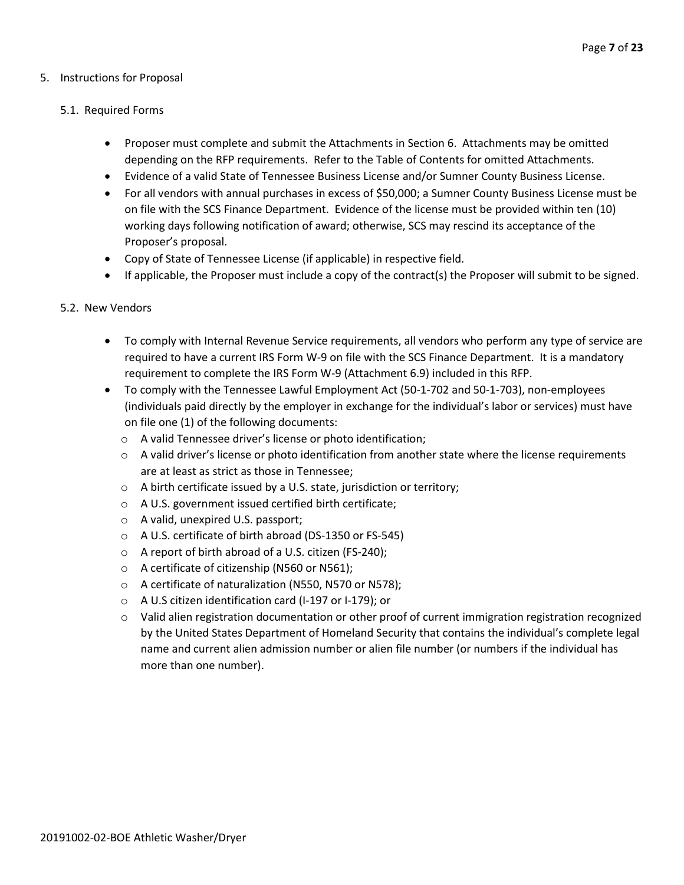## 5. Instructions for Proposal

### 5.1. Required Forms

- Proposer must complete and submit the Attachments in Section 6. Attachments may be omitted depending on the RFP requirements. Refer to the Table of Contents for omitted Attachments.
- Evidence of a valid State of Tennessee Business License and/or Sumner County Business License.
- For all vendors with annual purchases in excess of $50,000; a Sumner County Business License must be on file with the SCS Finance Department. Evidence of the license must be provided within ten (10) working days following notification of award; otherwise, SCS may rescind its acceptance of the Proposer's proposal.
- Copy of State of Tennessee License (if applicable) in respective field.
- If applicable, the Proposer must include a copy of the contract(s) the Proposer will submit to be signed.

### 5.2. New Vendors

- To comply with Internal Revenue Service requirements, all vendors who perform any type of service are required to have a current IRS Form W-9 on file with the SCS Finance Department. It is a mandatory requirement to complete the IRS Form W-9 (Attachment 6.9) included in this RFP.
- To comply with the Tennessee Lawful Employment Act (50-1-702 and 50-1-703), non-employees (individuals paid directly by the employer in exchange for the individual's labor or services) must have on file one (1) of the following documents:
  - A valid Tennessee driver's license or photo identification;
  - A valid driver's license or photo identification from another state where the license requirements are at least as strict as those in Tennessee;
  - A birth certificate issued by a U.S. state, jurisdiction or territory;
  - A U.S. government issued certified birth certificate;
  - A valid, unexpired U.S. passport;
  - A U.S. certificate of birth abroad (DS-1350 or FS-545)
  - A report of birth abroad of a U.S. citizen (FS-240);
  - A certificate of citizenship (N560 or N561);
  - A certificate of naturalization (N550, N570 or N578);
  - A U.S citizen identification card (I-197 or I-179); or
  - Valid alien registration documentation or other proof of current immigration registration recognized by the United States Department of Homeland Security that contains the individual's complete legal name and current alien admission number or alien file number (or numbers if the individual has more than one number).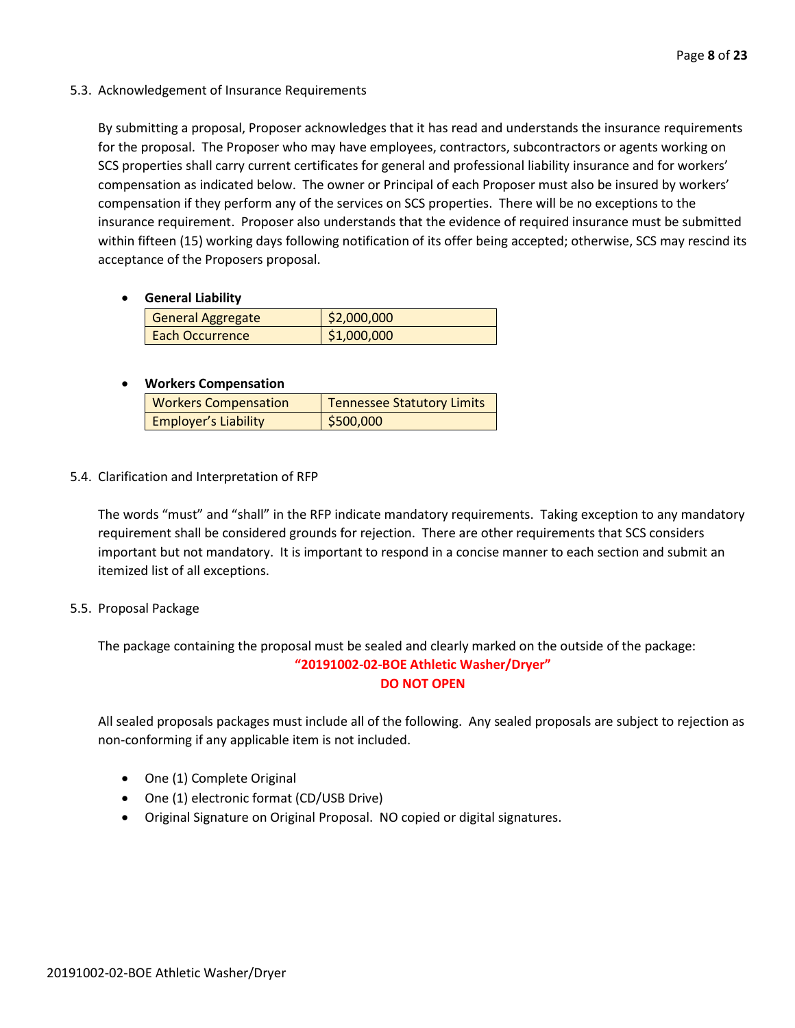### 5.3. Acknowledgement of Insurance Requirements

By submitting a proposal, Proposer acknowledges that it has read and understands the insurance requirements for the proposal. The Proposer who may have employees, contractors, subcontractors or agents working on SCS properties shall carry current certificates for general and professional liability insurance and for workers' compensation as indicated below. The owner or Principal of each Proposer must also be insured by workers' compensation if they perform any of the services on SCS properties. There will be no exceptions to the insurance requirement. Proposer also understands that the evidence of required insurance must be submitted within fifteen (15) working days following notification of its offer being accepted; otherwise, SCS may rescind its acceptance of the Proposers proposal.

- **General Liability**

| General Aggregate | $2,000,000 |
|---|---|
| Each Occurrence | $1,000,000 |

- **Workers Compensation**

| Workers Compensation | Tennessee Statutory Limits |
|---|---|
| Employer's Liability | $500,000 |

### 5.4. Clarification and Interpretation of RFP

The words "must" and "shall" in the RFP indicate mandatory requirements. Taking exception to any mandatory requirement shall be considered grounds for rejection. There are other requirements that SCS considers important but not mandatory. It is important to respond in a concise manner to each section and submit an itemized list of all exceptions.

### 5.5. Proposal Package

The package containing the proposal must be sealed and clearly marked on the outside of the package:

**"20191002-02-BOE Athletic Washer/Dryer"**
**DO NOT OPEN**

All sealed proposals packages must include all of the following. Any sealed proposals are subject to rejection as non-conforming if any applicable item is not included.

- One (1) Complete Original
- One (1) electronic format (CD/USB Drive)
- Original Signature on Original Proposal. NO copied or digital signatures.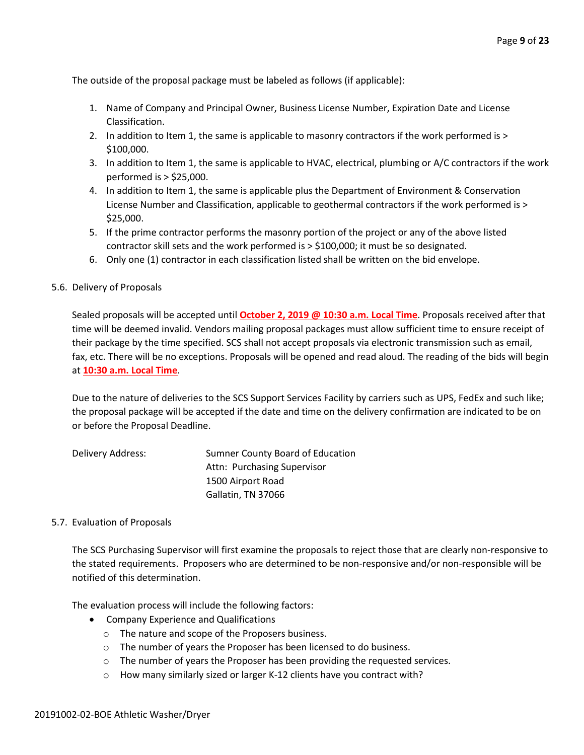The outside of the proposal package must be labeled as follows (if applicable):

1. Name of Company and Principal Owner, Business License Number, Expiration Date and License Classification.
2. In addition to Item 1, the same is applicable to masonry contractors if the work performed is > $100,000.
3. In addition to Item 1, the same is applicable to HVAC, electrical, plumbing or A/C contractors if the work performed is > $25,000.
4. In addition to Item 1, the same is applicable plus the Department of Environment & Conservation License Number and Classification, applicable to geothermal contractors if the work performed is > $25,000.
5. If the prime contractor performs the masonry portion of the project or any of the above listed contractor skill sets and the work performed is > $100,000; it must be so designated.
6. Only one (1) contractor in each classification listed shall be written on the bid envelope.

5.6. Delivery of Proposals

Sealed proposals will be accepted until **October 2, 2019 @ 10:30 a.m. Local Time**. Proposals received after that time will be deemed invalid. Vendors mailing proposal packages must allow sufficient time to ensure receipt of their package by the time specified. SCS shall not accept proposals via electronic transmission such as email, fax, etc. There will be no exceptions. Proposals will be opened and read aloud. The reading of the bids will begin at **10:30 a.m. Local Time**.

Due to the nature of deliveries to the SCS Support Services Facility by carriers such as UPS, FedEx and such like; the proposal package will be accepted if the date and time on the delivery confirmation are indicated to be on or before the Proposal Deadline.

Delivery Address: Sumner County Board of Education
Attn: Purchasing Supervisor
1500 Airport Road
Gallatin, TN 37066

5.7. Evaluation of Proposals

The SCS Purchasing Supervisor will first examine the proposals to reject those that are clearly non-responsive to the stated requirements. Proposers who are determined to be non-responsive and/or non-responsible will be notified of this determination.

The evaluation process will include the following factors:

- Company Experience and Qualifications
  - The nature and scope of the Proposers business.
  - The number of years the Proposer has been licensed to do business.
  - The number of years the Proposer has been providing the requested services.
  - How many similarly sized or larger K-12 clients have you contract with?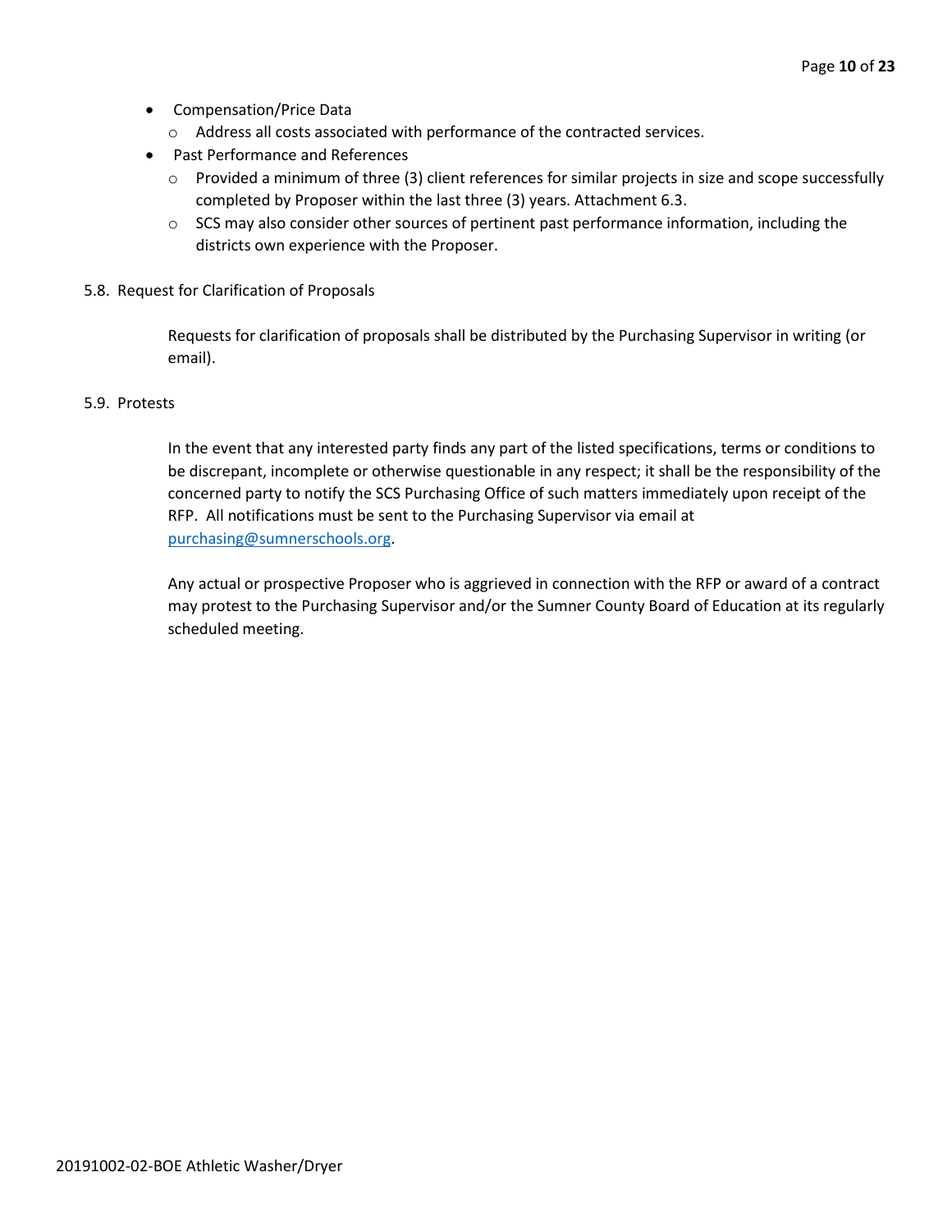- Compensation/Price Data
  - Address all costs associated with performance of the contracted services.
- Past Performance and References
  - Provided a minimum of three (3) client references for similar projects in size and scope successfully completed by Proposer within the last three (3) years. Attachment 6.3.
  - SCS may also consider other sources of pertinent past performance information, including the districts own experience with the Proposer.

5.8. Request for Clarification of Proposals

Requests for clarification of proposals shall be distributed by the Purchasing Supervisor in writing (or email).

5.9. Protests

In the event that any interested party finds any part of the listed specifications, terms or conditions to be discrepant, incomplete or otherwise questionable in any respect; it shall be the responsibility of the concerned party to notify the SCS Purchasing Office of such matters immediately upon receipt of the RFP. All notifications must be sent to the Purchasing Supervisor via email at [purchasing@sumnerschools.org](mailto:purchasing@sumnerschools.org).

Any actual or prospective Proposer who is aggrieved in connection with the RFP or award of a contract may protest to the Purchasing Supervisor and/or the Sumner County Board of Education at its regularly scheduled meeting.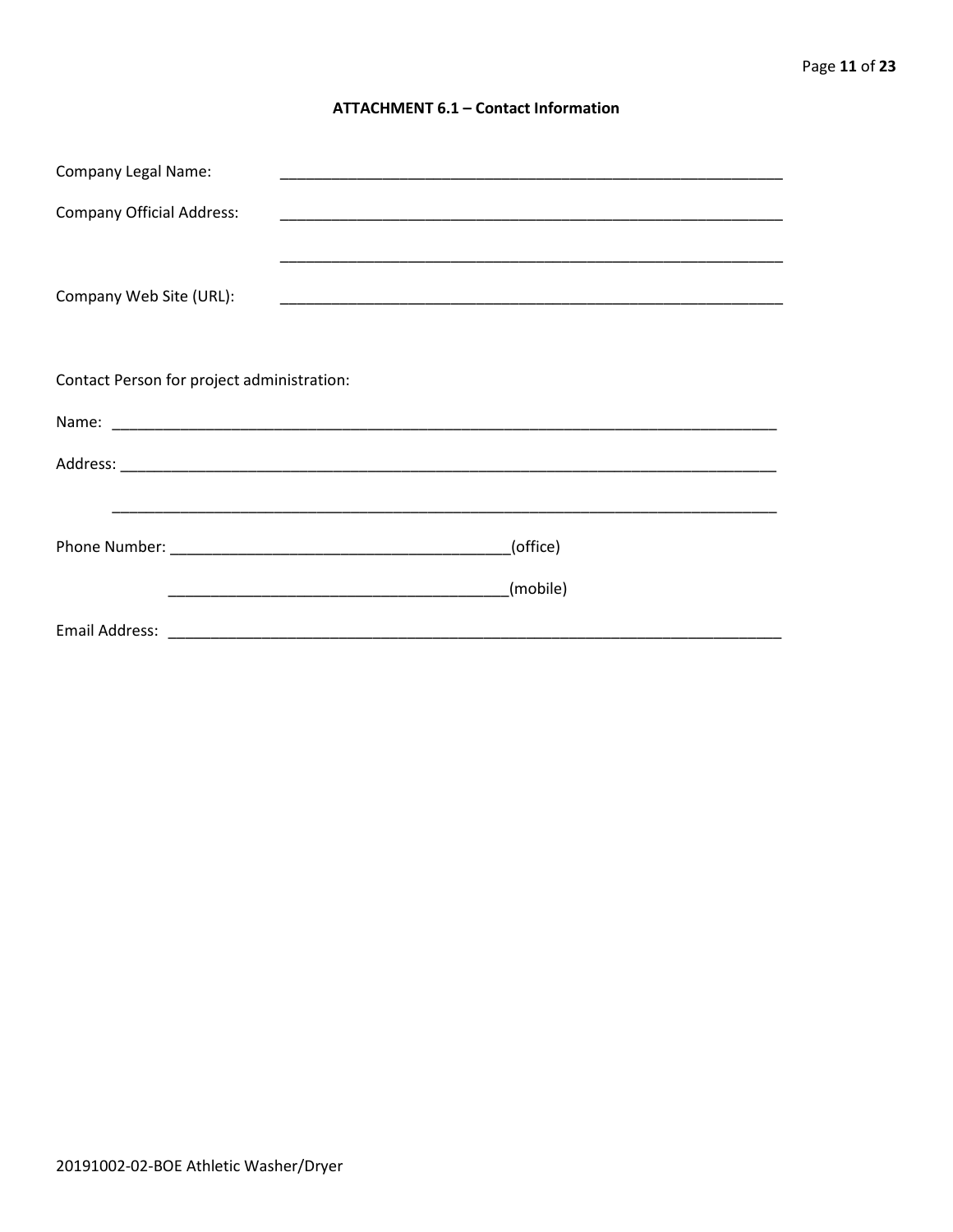## ATTACHMENT 6.1 – Contact Information

Company Legal Name: ____________________________________________________________

Company Official Address: ____________________________________________________________

____________________________________________________________

Company Web Site (URL): ____________________________________________________________

Contact Person for project administration:

Name: ________________________________________________________________________________

Address: ______________________________________________________________________________

________________________________________________________________________________

Phone Number: ________________________________________(office)

________________________________________(mobile)

Email Address: ___________________________________________________________________________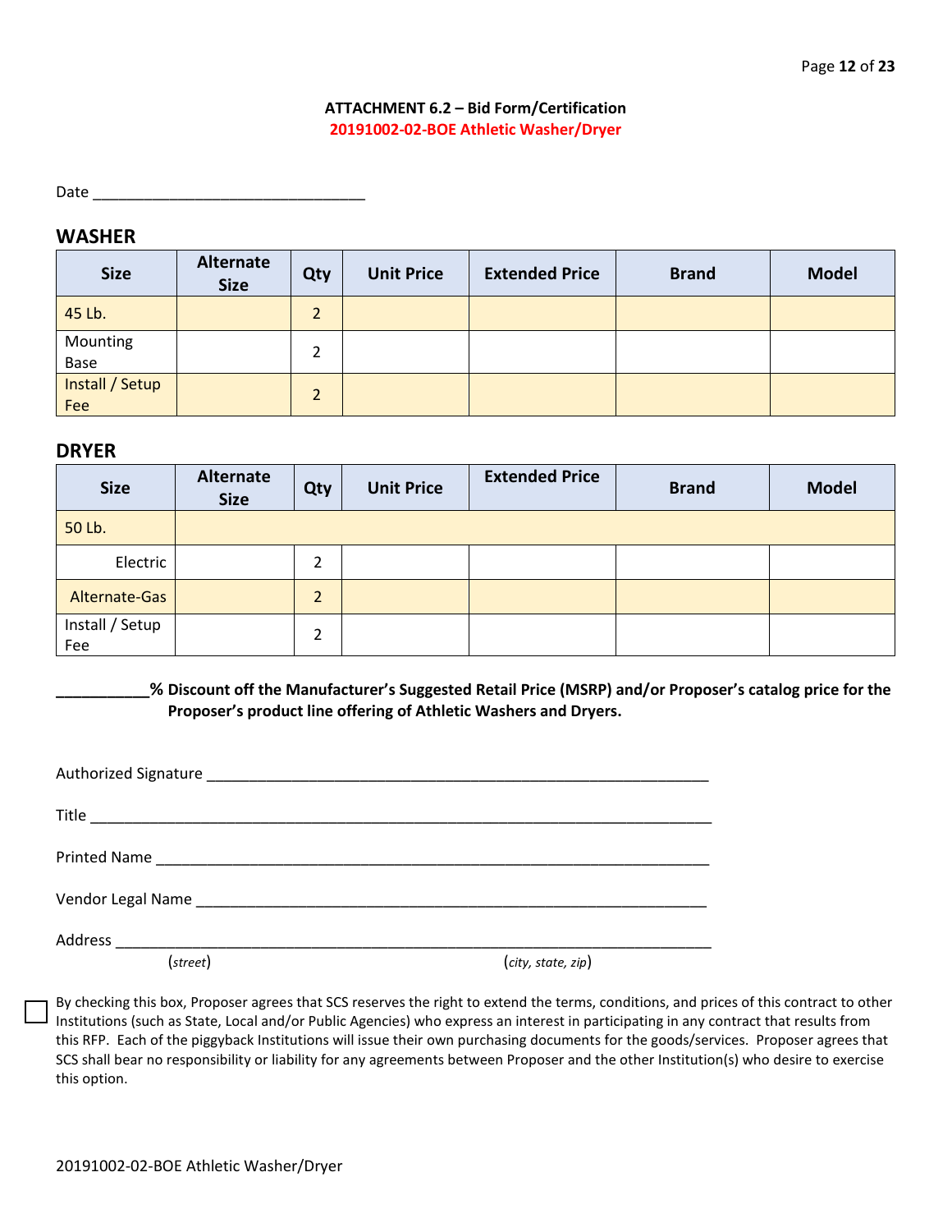### ATTACHMENT 6.2 – Bid Form/Certification
### 20191002-02-BOE Athletic Washer/Dryer

Date ________________________________

## WASHER

| Size | Alternate Size | Qty | Unit Price | Extended Price | Brand | Model |
|---|---|---|---|---|---|---|
| 45 Lb. | | 2 | | | | |
| Mounting Base | | 2 | | | | |
| Install / Setup Fee | | 2 | | | | |

## DRYER

| Size | Alternate Size | Qty | Unit Price | Extended Price | Brand | Model |
|---|---|---|---|---|---|---|
| 50 Lb. | | | | | | |
| Electric | | 2 | | | | |
| Alternate-Gas | | 2 | | | | |
| Install / Setup Fee | | 2 | | | | |

**___________% Discount off the Manufacturer's Suggested Retail Price (MSRP) and/or Proposer's catalog price for the Proposer's product line offering of Athletic Washers and Dryers.**

Authorized Signature ______________________________________________________________

Title ______________________________________________________________

Printed Name ______________________________________________________________

Vendor Legal Name ______________________________________________________________

Address ______________________________________________________________
(*street*) (*city, state, zip*)

☐ By checking this box, Proposer agrees that SCS reserves the right to extend the terms, conditions, and prices of this contract to other Institutions (such as State, Local and/or Public Agencies) who express an interest in participating in any contract that results from this RFP. Each of the piggyback Institutions will issue their own purchasing documents for the goods/services. Proposer agrees that SCS shall bear no responsibility or liability for any agreements between Proposer and the other Institution(s) who desire to exercise this option.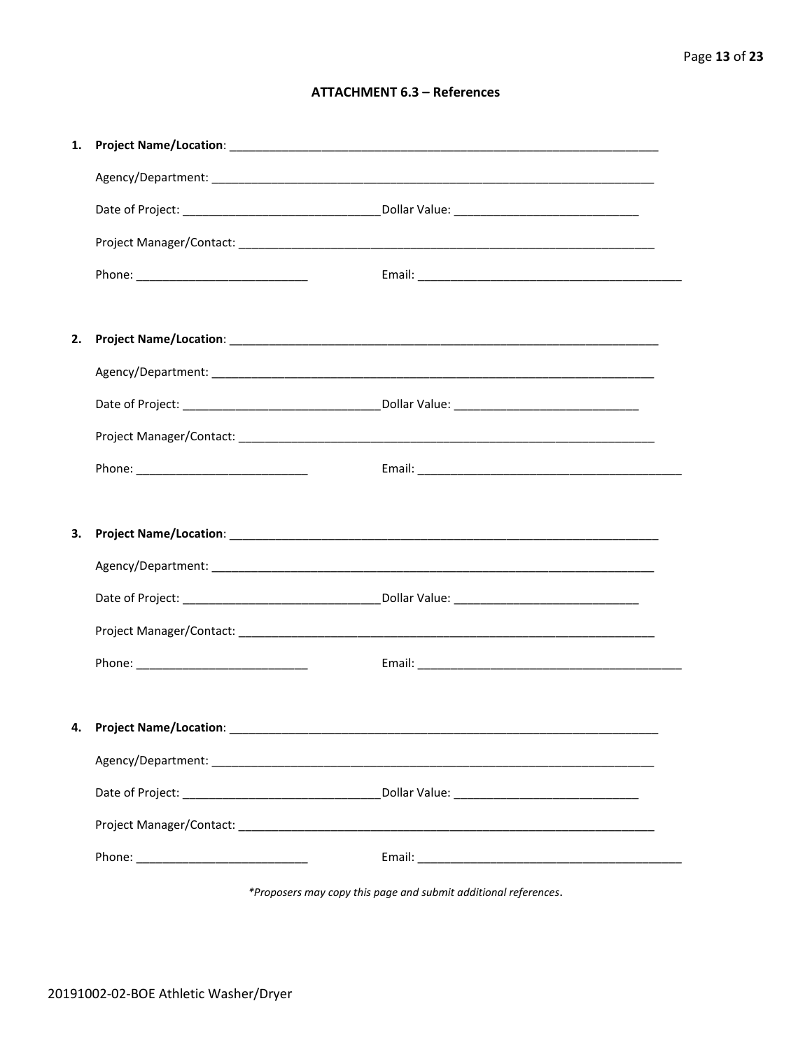## ATTACHMENT 6.3 – References

1. **Project Name/Location**: ____________________________________________________________________

   Agency/Department: ____________________________________________________________________

   Date of Project: ______________________________ Dollar Value: ____________________________

   Project Manager/Contact: _______________________________________________________________

   Phone: __________________________ Email: _________________________________________

2. **Project Name/Location**: ____________________________________________________________________

   Agency/Department: ____________________________________________________________________

   Date of Project: ______________________________ Dollar Value: ____________________________

   Project Manager/Contact: _______________________________________________________________

   Phone: __________________________ Email: _________________________________________

3. **Project Name/Location**: ____________________________________________________________________

   Agency/Department: ____________________________________________________________________

   Date of Project: ______________________________ Dollar Value: ____________________________

   Project Manager/Contact: _______________________________________________________________

   Phone: __________________________ Email: _________________________________________

4. **Project Name/Location**: ____________________________________________________________________

   Agency/Department: ____________________________________________________________________

   Date of Project: ______________________________ Dollar Value: ____________________________

   Project Manager/Contact: _______________________________________________________________

   Phone: __________________________ Email: _________________________________________

*\*Proposers may copy this page and submit additional references.*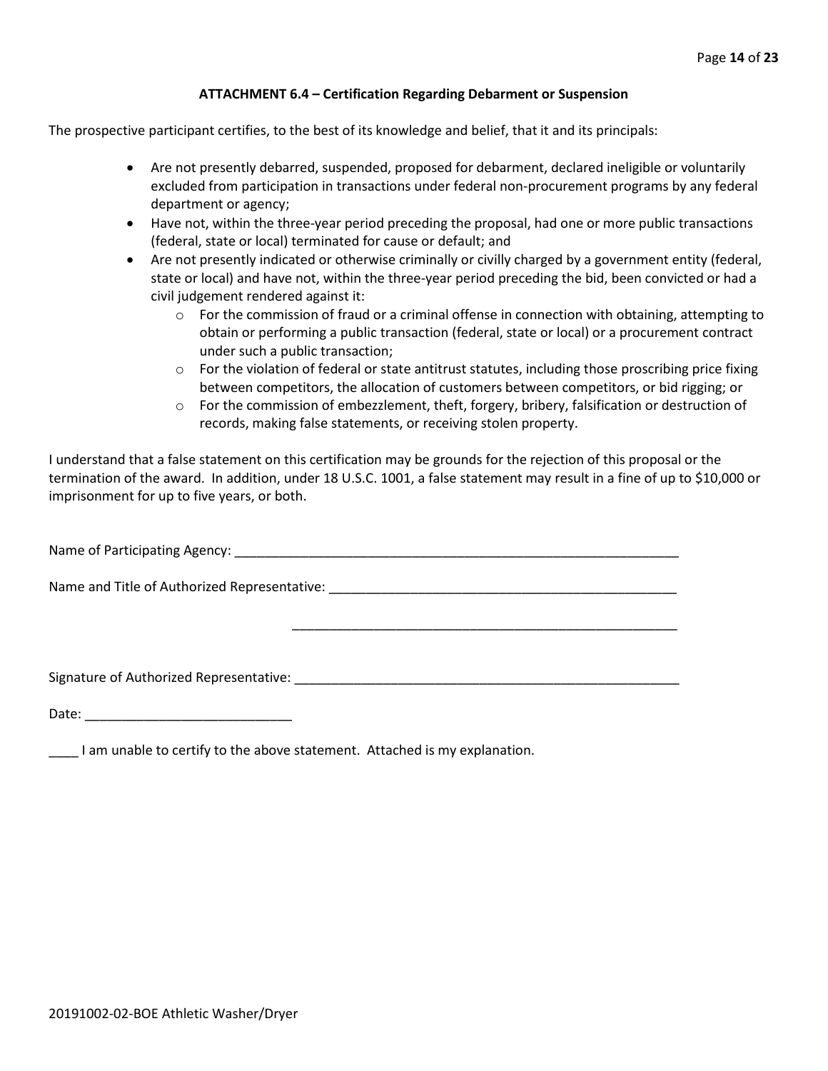### ATTACHMENT 6.4 – Certification Regarding Debarment or Suspension

The prospective participant certifies, to the best of its knowledge and belief, that it and its principals:

- Are not presently debarred, suspended, proposed for debarment, declared ineligible or voluntarily excluded from participation in transactions under federal non-procurement programs by any federal department or agency;
- Have not, within the three-year period preceding the proposal, had one or more public transactions (federal, state or local) terminated for cause or default; and
- Are not presently indicated or otherwise criminally or civilly charged by a government entity (federal, state or local) and have not, within the three-year period preceding the bid, been convicted or had a civil judgement rendered against it:
  - For the commission of fraud or a criminal offense in connection with obtaining, attempting to obtain or performing a public transaction (federal, state or local) or a procurement contract under such a public transaction;
  - For the violation of federal or state antitrust statutes, including those proscribing price fixing between competitors, the allocation of customers between competitors, or bid rigging; or
  - For the commission of embezzlement, theft, forgery, bribery, falsification or destruction of records, making false statements, or receiving stolen property.

I understand that a false statement on this certification may be grounds for the rejection of this proposal or the termination of the award. In addition, under 18 U.S.C. 1001, a false statement may result in a fine of up to $10,000 or imprisonment for up to five years, or both.

Name of Participating Agency: ______________________________________________________________

Name and Title of Authorized Representative: ____________________________________________________

______________________________________________________

Signature of Authorized Representative: _________________________________________________________

Date: ____________________________

____ I am unable to certify to the above statement. Attached is my explanation.

20191002-02-BOE Athletic Washer/Dryer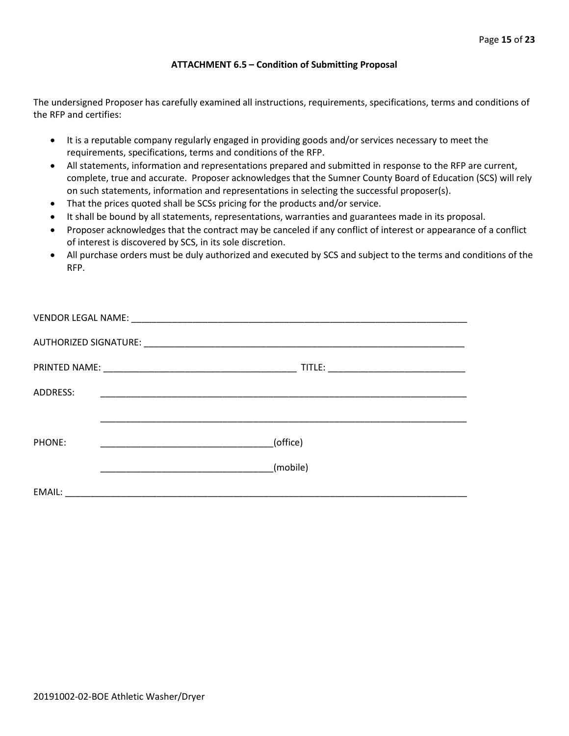### ATTACHMENT 6.5 – Condition of Submitting Proposal

The undersigned Proposer has carefully examined all instructions, requirements, specifications, terms and conditions of the RFP and certifies:

- It is a reputable company regularly engaged in providing goods and/or services necessary to meet the requirements, specifications, terms and conditions of the RFP.
- All statements, information and representations prepared and submitted in response to the RFP are current, complete, true and accurate. Proposer acknowledges that the Sumner County Board of Education (SCS) will rely on such statements, information and representations in selecting the successful proposer(s).
- That the prices quoted shall be SCSs pricing for the products and/or service.
- It shall be bound by all statements, representations, warranties and guarantees made in its proposal.
- Proposer acknowledges that the contract may be canceled if any conflict of interest or appearance of a conflict of interest is discovered by SCS, in its sole discretion.
- All purchase orders must be duly authorized and executed by SCS and subject to the terms and conditions of the RFP.

VENDOR LEGAL NAME: ____________________________________________________________________

AUTHORIZED SIGNATURE: _________________________________________________________________

PRINTED NAME: _______________________________________ TITLE: ___________________________

ADDRESS: ___________________________________________________________________________

___________________________________________________________________________

PHONE: __________________________________(office)

__________________________________(mobile)

EMAIL: ____________________________________________________________________________

20191002-02-BOE Athletic Washer/Dryer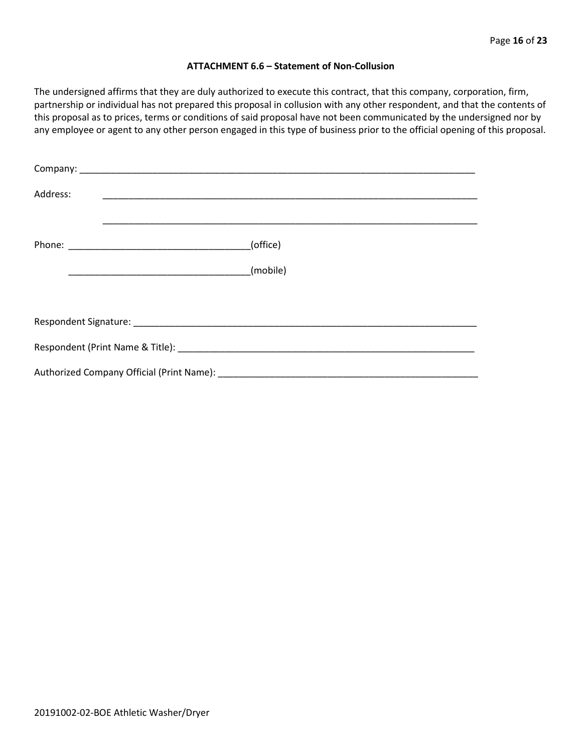**ATTACHMENT 6.6 – Statement of Non-Collusion**

The undersigned affirms that they are duly authorized to execute this contract, that this company, corporation, firm, partnership or individual has not prepared this proposal in collusion with any other respondent, and that the contents of this proposal as to prices, terms or conditions of said proposal have not been communicated by the undersigned nor by any employee or agent to any other person engaged in this type of business prior to the official opening of this proposal.

Company: ______________________________________________________________________________

Address: ___________________________________________________________________________

___________________________________________________________________________

Phone: ___________________________________(office)

___________________________________(mobile)

Respondent Signature: _____________________________________________________________________

Respondent (Print Name & Title): _____________________________________________________________

Authorized Company Official (Print Name): ____________________________________________________

20191002-02-BOE Athletic Washer/Dryer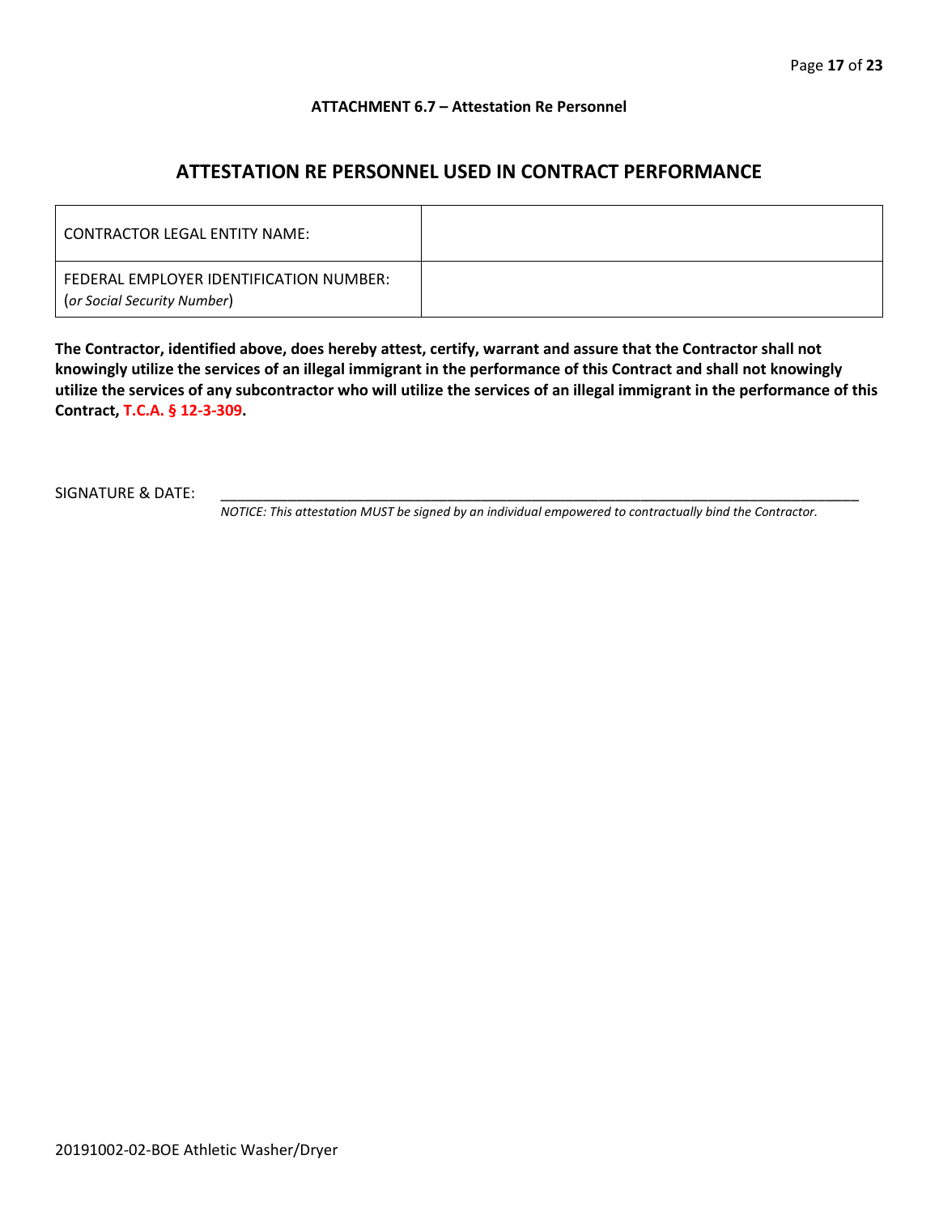**ATTACHMENT 6.7 – Attestation Re Personnel**

## ATTESTATION RE PERSONNEL USED IN CONTRACT PERFORMANCE

| CONTRACTOR LEGAL ENTITY NAME: | |
|---|---|
| FEDERAL EMPLOYER IDENTIFICATION NUMBER: (*or Social Security Number*) | |

**The Contractor, identified above, does hereby attest, certify, warrant and assure that the Contractor shall not knowingly utilize the services of an illegal immigrant in the performance of this Contract and shall not knowingly utilize the services of any subcontractor who will utilize the services of an illegal immigrant in the performance of this Contract, T.C.A. § 12-3-309.**

SIGNATURE & DATE: ______________________________________________________________________________

*NOTICE: This attestation MUST be signed by an individual empowered to contractually bind the Contractor.*

20191002-02-BOE Athletic Washer/Dryer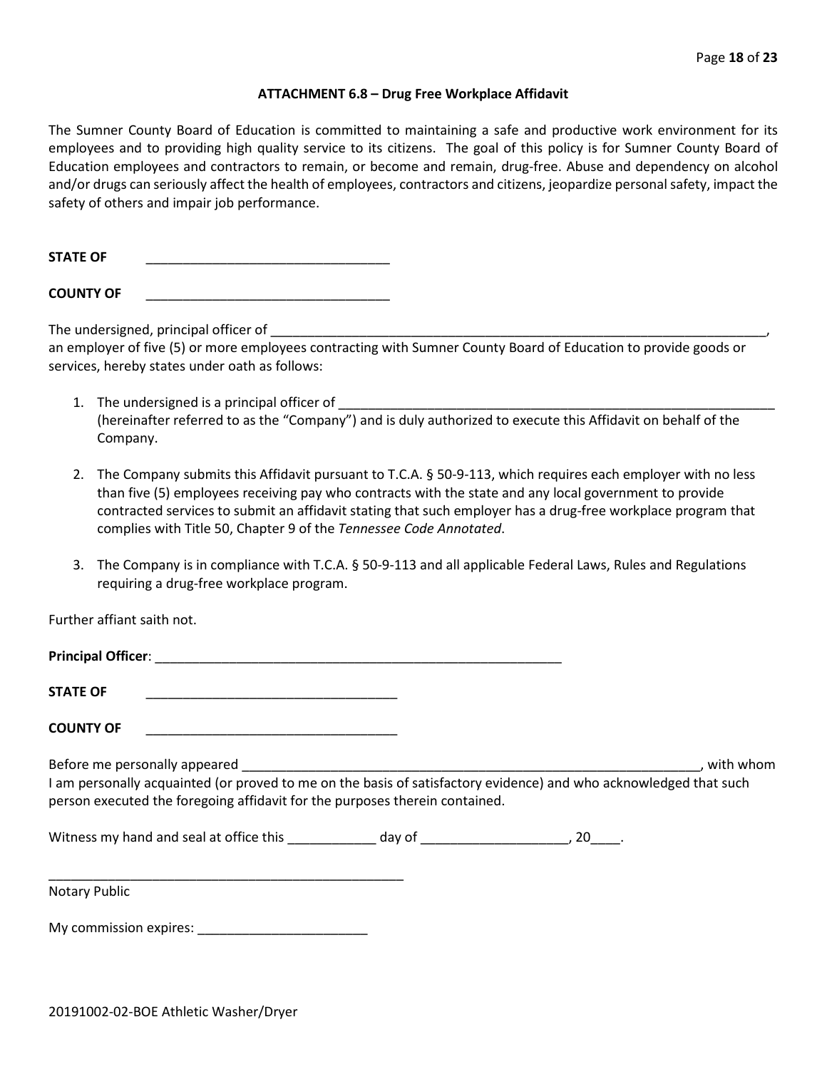**ATTACHMENT 6.8 – Drug Free Workplace Affidavit**

The Sumner County Board of Education is committed to maintaining a safe and productive work environment for its employees and to providing high quality service to its citizens. The goal of this policy is for Sumner County Board of Education employees and contractors to remain, or become and remain, drug-free. Abuse and dependency on alcohol and/or drugs can seriously affect the health of employees, contractors and citizens, jeopardize personal safety, impact the safety of others and impair job performance.

**STATE OF** _________________________________

**COUNTY OF** _________________________________

The undersigned, principal officer of _______________________________________________________________________, an employer of five (5) or more employees contracting with Sumner County Board of Education to provide goods or services, hereby states under oath as follows:

1. The undersigned is a principal officer of ______________________________________________________________ (hereinafter referred to as the "Company") and is duly authorized to execute this Affidavit on behalf of the Company.

2. The Company submits this Affidavit pursuant to T.C.A. § 50-9-113, which requires each employer with no less than five (5) employees receiving pay who contracts with the state and any local government to provide contracted services to submit an affidavit stating that such employer has a drug-free workplace program that complies with Title 50, Chapter 9 of the *Tennessee Code Annotated*.

3. The Company is in compliance with T.C.A. § 50-9-113 and all applicable Federal Laws, Rules and Regulations requiring a drug-free workplace program.

Further affiant saith not.

**Principal Officer**: _______________________________________________________

**STATE OF** __________________________________

**COUNTY OF** __________________________________

Before me personally appeared ______________________________________________________________, with whom I am personally acquainted (or proved to me on the basis of satisfactory evidence) and who acknowledged that such person executed the foregoing affidavit for the purposes therein contained.

Witness my hand and seal at office this ____________ day of ____________________, 20____.

__________________________________________________

Notary Public

My commission expires: _______________________

20191002-02-BOE Athletic Washer/Dryer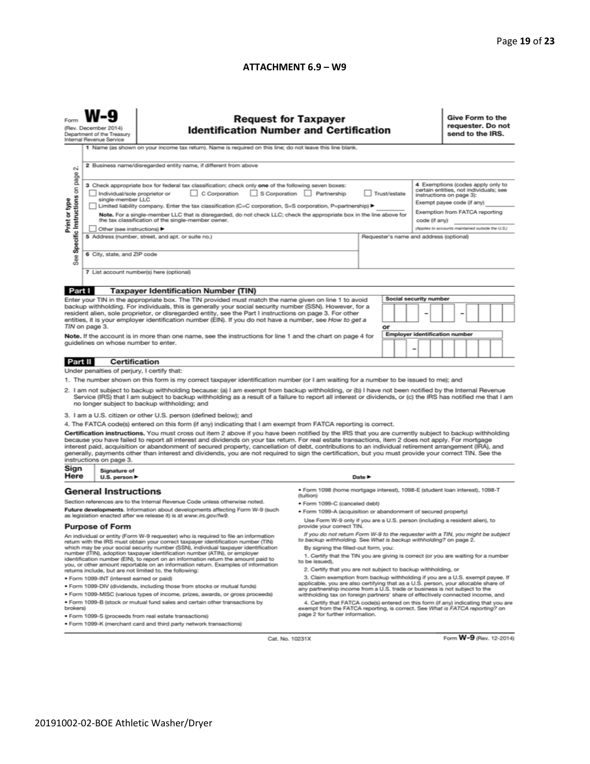### ATTACHMENT 6.9 – W9

Form **W-9**
(Rev. December 2014)
Department of the Treasury
Internal Revenue Service

## Request for Taxpayer Identification Number and Certification

**Give Form to the requester. Do not send to the IRS.**

Print or type
See **Specific Instructions** on page 2.

1 Name (as shown on your income tax return). Name is required on this line; do not leave this line blank.

2 Business name/disregarded entity name, if different from above

3 Check appropriate box for federal tax classification; check only **one** of the following seven boxes:

☐ Individual/sole proprietor or single-member LLC ☐ C Corporation ☐ S Corporation ☐ Partnership ☐ Trust/estate

☐ Limited liability company. Enter the tax classification (C=C corporation, S=S corporation, P=partnership) ► ________

**Note.** For a single-member LLC that is disregarded, do not check LLC; check the appropriate box in the line above for the tax classification of the single-member owner.

☐ Other (see instructions) ►

**4** Exemptions (codes apply only to certain entities, not individuals; see instructions on page 3):

Exempt payee code (if any) ________

Exemption from FATCA reporting code (if any) ________

*(Applies to accounts maintained outside the U.S.)*

5 Address (number, street, and apt. or suite no.)

Requester's name and address (optional)

6 City, state, and ZIP code

7 List account number(s) here (optional)

### Part I Taxpayer Identification Number (TIN)

Enter your TIN in the appropriate box. The TIN provided must match the name given on line 1 to avoid backup withholding. For individuals, this is generally your social security number (SSN). However, for a resident alien, sole proprietor, or disregarded entity, see the Part I instructions on page 3. For other entities, it is your employer identification number (EIN). If you do not have a number, see *How to get a TIN* on page 3.

**Note.** If the account is in more than one name, see the instructions for line 1 and the chart on page 4 for guidelines on whose number to enter.

**Social security number**

☐☐☐ – ☐☐ – ☐☐☐☐

**or**

**Employer identification number**

☐☐ – ☐☐☐☐☐☐☐

### Part II Certification

Under penalties of perjury, I certify that:

1. The number shown on this form is my correct taxpayer identification number (or I am waiting for a number to be issued to me); and
2. I am not subject to backup withholding because: (a) I am exempt from backup withholding, or (b) I have not been notified by the Internal Revenue Service (IRS) that I am subject to backup withholding as a result of a failure to report all interest or dividends, or (c) the IRS has notified me that I am no longer subject to backup withholding; and
3. I am a U.S. citizen or other U.S. person (defined below); and
4. The FATCA code(s) entered on this form (if any) indicating that I am exempt from FATCA reporting is correct.

**Certification instructions.** You must cross out item 2 above if you have been notified by the IRS that you are currently subject to backup withholding because you have failed to report all interest and dividends on your tax return. For real estate transactions, item 2 does not apply. For mortgage interest paid, acquisition or abandonment of secured property, cancellation of debt, contributions to an individual retirement arrangement (IRA), and generally, payments other than interest and dividends, you are not required to sign the certification, but you must provide your correct TIN. See the instructions on page 3.

**Sign Here** Signature of U.S. person ► Date ►

## General Instructions

Section references are to the Internal Revenue Code unless otherwise noted.

**Future developments.** Information about developments affecting Form W-9 (such as legislation enacted after we release it) is at *www.irs.gov/fw9*.

### Purpose of Form

An individual or entity (Form W-9 requester) who is required to file an information return with the IRS must obtain your correct taxpayer identification number (TIN) which may be your social security number (SSN), individual taxpayer identification number (ITIN), adoption taxpayer identification number (ATIN), or employer identification number (EIN), to report on an information return the amount paid to you, or other amount reportable on an information return. Examples of information returns include, but are not limited to, the following:

- Form 1099-INT (interest earned or paid)
- Form 1099-DIV (dividends, including those from stocks or mutual funds)
- Form 1099-MISC (various types of income, prizes, awards, or gross proceeds)
- Form 1099-B (stock or mutual fund sales and certain other transactions by brokers)
- Form 1099-S (proceeds from real estate transactions)
- Form 1099-K (merchant card and third party network transactions)
- Form 1098 (home mortgage interest), 1098-E (student loan interest), 1098-T (tuition)
- Form 1099-C (canceled debt)
- Form 1099-A (acquisition or abandonment of secured property)

Use Form W-9 only if you are a U.S. person (including a resident alien), to provide your correct TIN.

*If you do not return Form W-9 to the requester with a TIN, you might be subject to backup withholding. See What is backup withholding? on page 2.*

By signing the filled-out form, you:

1. Certify that the TIN you are giving is correct (or you are waiting for a number to be issued),
2. Certify that you are not subject to backup withholding, or
3. Claim exemption from backup withholding if you are a U.S. exempt payee. If applicable, you are also certifying that as a U.S. person, your allocable share of any partnership income from a U.S. trade or business is not subject to the withholding tax on foreign partners' share of effectively connected income, and
4. Certify that FATCA code(s) entered on this form (if any) indicating that you are exempt from the FATCA reporting, is correct. See *What is FATCA reporting?* on page 2 for further information.

Cat. No. 10231X Form **W-9** (Rev. 12-2014)

20191002-02-BOE Athletic Washer/Dryer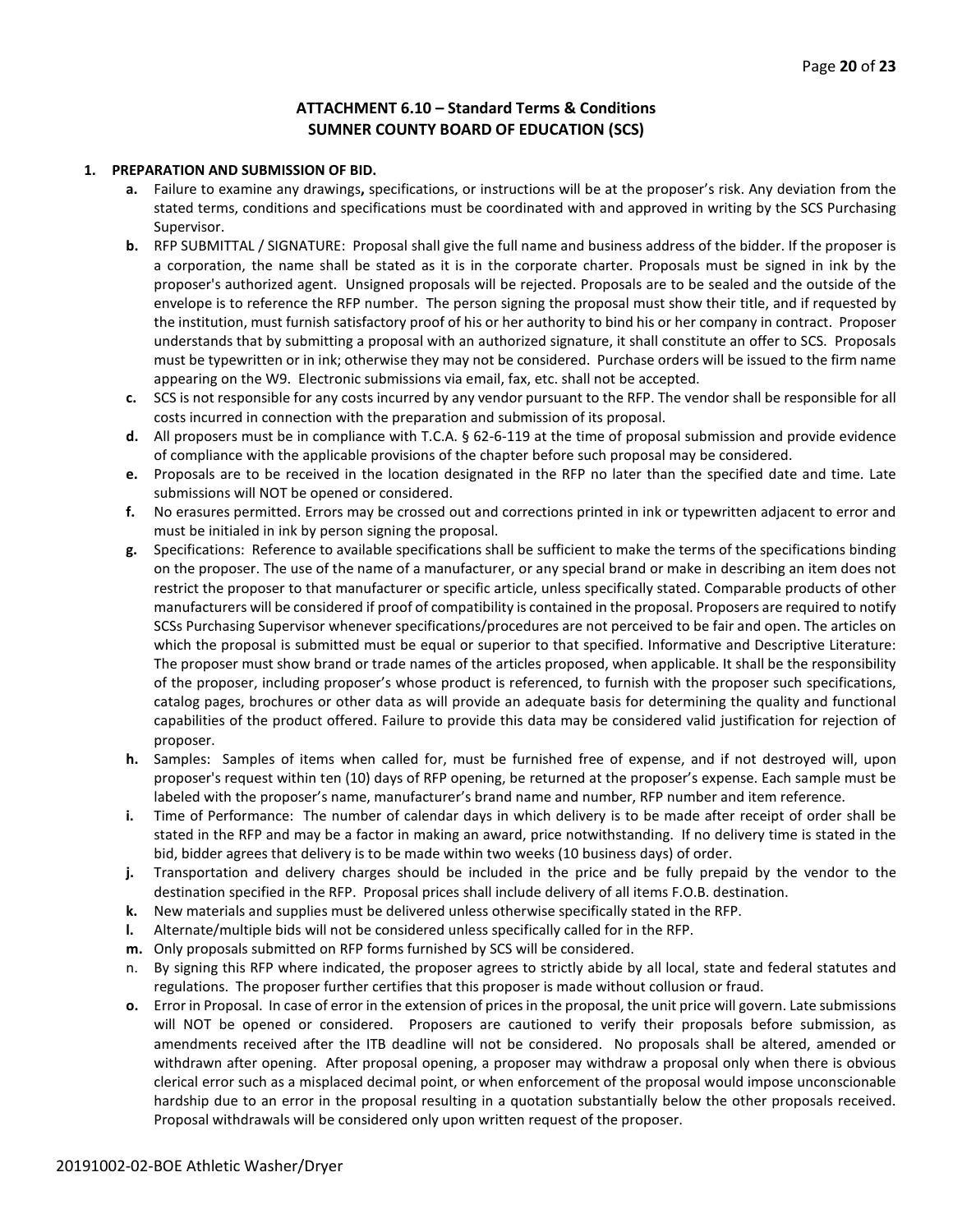## ATTACHMENT 6.10 – Standard Terms & Conditions
## SUMNER COUNTY BOARD OF EDUCATION (SCS)

**1. PREPARATION AND SUBMISSION OF BID.**

**a.** Failure to examine any drawings**,** specifications, or instructions will be at the proposer's risk. Any deviation from the stated terms, conditions and specifications must be coordinated with and approved in writing by the SCS Purchasing Supervisor.

**b.** RFP SUBMITTAL / SIGNATURE: Proposal shall give the full name and business address of the bidder. If the proposer is a corporation, the name shall be stated as it is in the corporate charter. Proposals must be signed in ink by the proposer's authorized agent. Unsigned proposals will be rejected. Proposals are to be sealed and the outside of the envelope is to reference the RFP number. The person signing the proposal must show their title, and if requested by the institution, must furnish satisfactory proof of his or her authority to bind his or her company in contract. Proposer understands that by submitting a proposal with an authorized signature, it shall constitute an offer to SCS. Proposals must be typewritten or in ink; otherwise they may not be considered. Purchase orders will be issued to the firm name appearing on the W9. Electronic submissions via email, fax, etc. shall not be accepted.

**c.** SCS is not responsible for any costs incurred by any vendor pursuant to the RFP. The vendor shall be responsible for all costs incurred in connection with the preparation and submission of its proposal.

**d.** All proposers must be in compliance with T.C.A. § 62-6-119 at the time of proposal submission and provide evidence of compliance with the applicable provisions of the chapter before such proposal may be considered.

**e.** Proposals are to be received in the location designated in the RFP no later than the specified date and time. Late submissions will NOT be opened or considered.

**f.** No erasures permitted. Errors may be crossed out and corrections printed in ink or typewritten adjacent to error and must be initialed in ink by person signing the proposal.

**g.** Specifications: Reference to available specifications shall be sufficient to make the terms of the specifications binding on the proposer. The use of the name of a manufacturer, or any special brand or make in describing an item does not restrict the proposer to that manufacturer or specific article, unless specifically stated. Comparable products of other manufacturers will be considered if proof of compatibility is contained in the proposal. Proposers are required to notify SCSs Purchasing Supervisor whenever specifications/procedures are not perceived to be fair and open. The articles on which the proposal is submitted must be equal or superior to that specified. Informative and Descriptive Literature: The proposer must show brand or trade names of the articles proposed, when applicable. It shall be the responsibility of the proposer, including proposer's whose product is referenced, to furnish with the proposer such specifications, catalog pages, brochures or other data as will provide an adequate basis for determining the quality and functional capabilities of the product offered. Failure to provide this data may be considered valid justification for rejection of proposer.

**h.** Samples: Samples of items when called for, must be furnished free of expense, and if not destroyed will, upon proposer's request within ten (10) days of RFP opening, be returned at the proposer's expense. Each sample must be labeled with the proposer's name, manufacturer's brand name and number, RFP number and item reference.

**i.** Time of Performance: The number of calendar days in which delivery is to be made after receipt of order shall be stated in the RFP and may be a factor in making an award, price notwithstanding. If no delivery time is stated in the bid, bidder agrees that delivery is to be made within two weeks (10 business days) of order.

**j.** Transportation and delivery charges should be included in the price and be fully prepaid by the vendor to the destination specified in the RFP. Proposal prices shall include delivery of all items F.O.B. destination.

**k.** New materials and supplies must be delivered unless otherwise specifically stated in the RFP.

**l.** Alternate/multiple bids will not be considered unless specifically called for in the RFP.

**m.** Only proposals submitted on RFP forms furnished by SCS will be considered.

n. By signing this RFP where indicated, the proposer agrees to strictly abide by all local, state and federal statutes and regulations. The proposer further certifies that this proposer is made without collusion or fraud.

**o.** Error in Proposal. In case of error in the extension of prices in the proposal, the unit price will govern. Late submissions will NOT be opened or considered. Proposers are cautioned to verify their proposals before submission, as amendments received after the ITB deadline will not be considered. No proposals shall be altered, amended or withdrawn after opening. After proposal opening, a proposer may withdraw a proposal only when there is obvious clerical error such as a misplaced decimal point, or when enforcement of the proposal would impose unconscionable hardship due to an error in the proposal resulting in a quotation substantially below the other proposals received. Proposal withdrawals will be considered only upon written request of the proposer.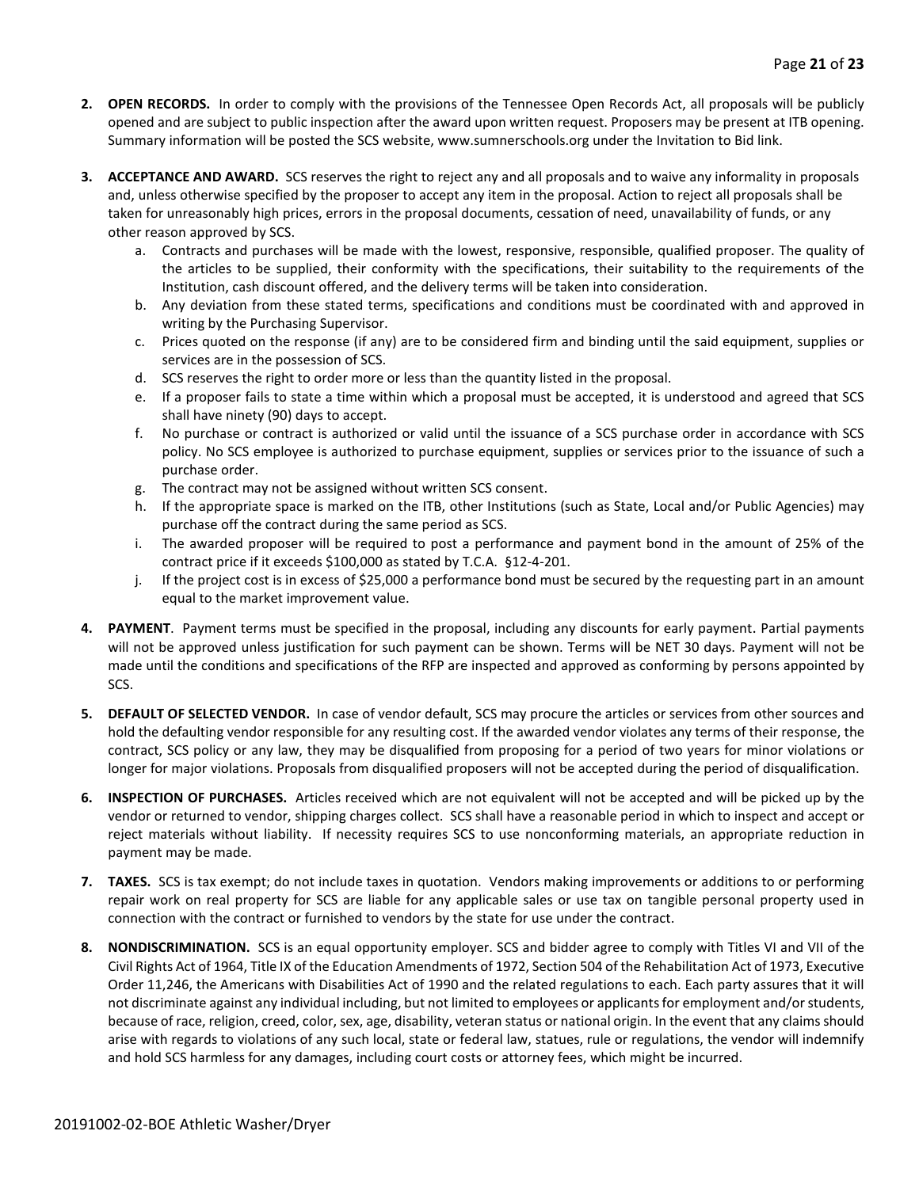2. **OPEN RECORDS.** In order to comply with the provisions of the Tennessee Open Records Act, all proposals will be publicly opened and are subject to public inspection after the award upon written request. Proposers may be present at ITB opening. Summary information will be posted the SCS website, www.sumnerschools.org under the Invitation to Bid link.

3. **ACCEPTANCE AND AWARD.** SCS reserves the right to reject any and all proposals and to waive any informality in proposals and, unless otherwise specified by the proposer to accept any item in the proposal. Action to reject all proposals shall be taken for unreasonably high prices, errors in the proposal documents, cessation of need, unavailability of funds, or any other reason approved by SCS.
   a. Contracts and purchases will be made with the lowest, responsive, responsible, qualified proposer. The quality of the articles to be supplied, their conformity with the specifications, their suitability to the requirements of the Institution, cash discount offered, and the delivery terms will be taken into consideration.
   b. Any deviation from these stated terms, specifications and conditions must be coordinated with and approved in writing by the Purchasing Supervisor.
   c. Prices quoted on the response (if any) are to be considered firm and binding until the said equipment, supplies or services are in the possession of SCS.
   d. SCS reserves the right to order more or less than the quantity listed in the proposal.
   e. If a proposer fails to state a time within which a proposal must be accepted, it is understood and agreed that SCS shall have ninety (90) days to accept.
   f. No purchase or contract is authorized or valid until the issuance of a SCS purchase order in accordance with SCS policy. No SCS employee is authorized to purchase equipment, supplies or services prior to the issuance of such a purchase order.
   g. The contract may not be assigned without written SCS consent.
   h. If the appropriate space is marked on the ITB, other Institutions (such as State, Local and/or Public Agencies) may purchase off the contract during the same period as SCS.
   i. The awarded proposer will be required to post a performance and payment bond in the amount of 25% of the contract price if it exceeds $100,000 as stated by T.C.A. §12-4-201.
   j. If the project cost is in excess of $25,000 a performance bond must be secured by the requesting part in an amount equal to the market improvement value.

4. **PAYMENT**. Payment terms must be specified in the proposal, including any discounts for early payment. Partial payments will not be approved unless justification for such payment can be shown. Terms will be NET 30 days. Payment will not be made until the conditions and specifications of the RFP are inspected and approved as conforming by persons appointed by SCS.

5. **DEFAULT OF SELECTED VENDOR.** In case of vendor default, SCS may procure the articles or services from other sources and hold the defaulting vendor responsible for any resulting cost. If the awarded vendor violates any terms of their response, the contract, SCS policy or any law, they may be disqualified from proposing for a period of two years for minor violations or longer for major violations. Proposals from disqualified proposers will not be accepted during the period of disqualification.

6. **INSPECTION OF PURCHASES.** Articles received which are not equivalent will not be accepted and will be picked up by the vendor or returned to vendor, shipping charges collect. SCS shall have a reasonable period in which to inspect and accept or reject materials without liability. If necessity requires SCS to use nonconforming materials, an appropriate reduction in payment may be made.

7. **TAXES.** SCS is tax exempt; do not include taxes in quotation. Vendors making improvements or additions to or performing repair work on real property for SCS are liable for any applicable sales or use tax on tangible personal property used in connection with the contract or furnished to vendors by the state for use under the contract.

8. **NONDISCRIMINATION.** SCS is an equal opportunity employer. SCS and bidder agree to comply with Titles VI and VII of the Civil Rights Act of 1964, Title IX of the Education Amendments of 1972, Section 504 of the Rehabilitation Act of 1973, Executive Order 11,246, the Americans with Disabilities Act of 1990 and the related regulations to each. Each party assures that it will not discriminate against any individual including, but not limited to employees or applicants for employment and/or students, because of race, religion, creed, color, sex, age, disability, veteran status or national origin. In the event that any claims should arise with regards to violations of any such local, state or federal law, statues, rule or regulations, the vendor will indemnify and hold SCS harmless for any damages, including court costs or attorney fees, which might be incurred.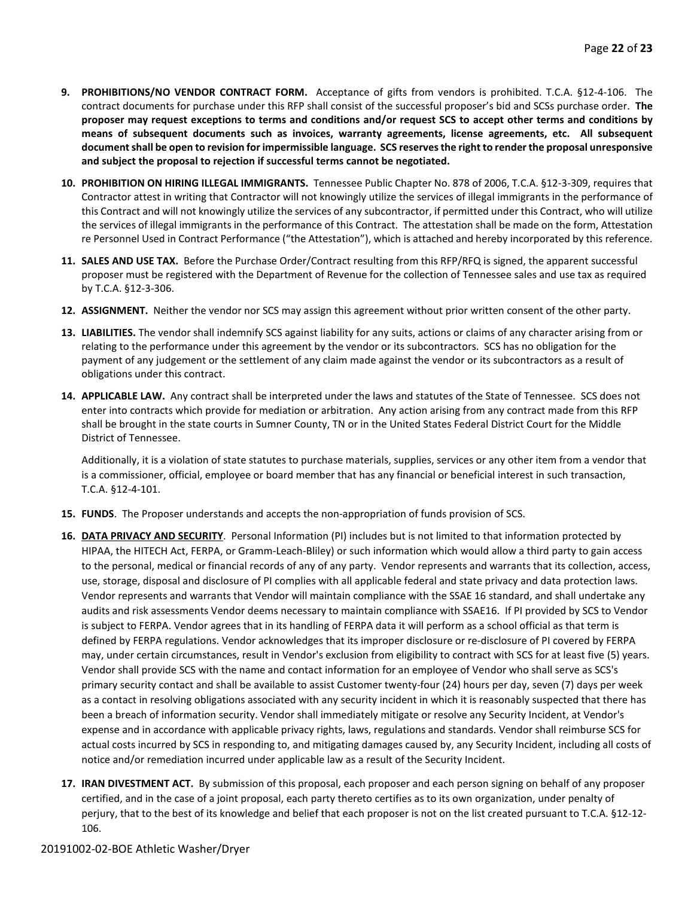9. **PROHIBITIONS/NO VENDOR CONTRACT FORM.** Acceptance of gifts from vendors is prohibited. T.C.A. §12-4-106. The contract documents for purchase under this RFP shall consist of the successful proposer's bid and SCSs purchase order. **The proposer may request exceptions to terms and conditions and/or request SCS to accept other terms and conditions by means of subsequent documents such as invoices, warranty agreements, license agreements, etc. All subsequent document shall be open to revision for impermissible language. SCS reserves the right to render the proposal unresponsive and subject the proposal to rejection if successful terms cannot be negotiated.**

10. **PROHIBITION ON HIRING ILLEGAL IMMIGRANTS.** Tennessee Public Chapter No. 878 of 2006, T.C.A. §12-3-309, requires that Contractor attest in writing that Contractor will not knowingly utilize the services of illegal immigrants in the performance of this Contract and will not knowingly utilize the services of any subcontractor, if permitted under this Contract, who will utilize the services of illegal immigrants in the performance of this Contract. The attestation shall be made on the form, Attestation re Personnel Used in Contract Performance ("the Attestation"), which is attached and hereby incorporated by this reference.

11. **SALES AND USE TAX.** Before the Purchase Order/Contract resulting from this RFP/RFQ is signed, the apparent successful proposer must be registered with the Department of Revenue for the collection of Tennessee sales and use tax as required by T.C.A. §12-3-306.

12. **ASSIGNMENT.** Neither the vendor nor SCS may assign this agreement without prior written consent of the other party.

13. **LIABILITIES.** The vendor shall indemnify SCS against liability for any suits, actions or claims of any character arising from or relating to the performance under this agreement by the vendor or its subcontractors. SCS has no obligation for the payment of any judgement or the settlement of any claim made against the vendor or its subcontractors as a result of obligations under this contract.

14. **APPLICABLE LAW.** Any contract shall be interpreted under the laws and statutes of the State of Tennessee. SCS does not enter into contracts which provide for mediation or arbitration. Any action arising from any contract made from this RFP shall be brought in the state courts in Sumner County, TN or in the United States Federal District Court for the Middle District of Tennessee.

    Additionally, it is a violation of state statutes to purchase materials, supplies, services or any other item from a vendor that is a commissioner, official, employee or board member that has any financial or beneficial interest in such transaction, T.C.A. §12-4-101.

15. **FUNDS**. The Proposer understands and accepts the non-appropriation of funds provision of SCS.

16. **<u>DATA PRIVACY AND SECURITY</u>**. Personal Information (PI) includes but is not limited to that information protected by HIPAA, the HITECH Act, FERPA, or Gramm-Leach-Bliley) or such information which would allow a third party to gain access to the personal, medical or financial records of any of any party. Vendor represents and warrants that its collection, access, use, storage, disposal and disclosure of PI complies with all applicable federal and state privacy and data protection laws. Vendor represents and warrants that Vendor will maintain compliance with the SSAE 16 standard, and shall undertake any audits and risk assessments Vendor deems necessary to maintain compliance with SSAE16. If PI provided by SCS to Vendor is subject to FERPA. Vendor agrees that in its handling of FERPA data it will perform as a school official as that term is defined by FERPA regulations. Vendor acknowledges that its improper disclosure or re-disclosure of PI covered by FERPA may, under certain circumstances, result in Vendor's exclusion from eligibility to contract with SCS for at least five (5) years. Vendor shall provide SCS with the name and contact information for an employee of Vendor who shall serve as SCS's primary security contact and shall be available to assist Customer twenty-four (24) hours per day, seven (7) days per week as a contact in resolving obligations associated with any security incident in which it is reasonably suspected that there has been a breach of information security. Vendor shall immediately mitigate or resolve any Security Incident, at Vendor's expense and in accordance with applicable privacy rights, laws, regulations and standards. Vendor shall reimburse SCS for actual costs incurred by SCS in responding to, and mitigating damages caused by, any Security Incident, including all costs of notice and/or remediation incurred under applicable law as a result of the Security Incident.

17. **IRAN DIVESTMENT ACT.** By submission of this proposal, each proposer and each person signing on behalf of any proposer certified, and in the case of a joint proposal, each party thereto certifies as to its own organization, under penalty of perjury, that to the best of its knowledge and belief that each proposer is not on the list created pursuant to T.C.A. §12-12-106.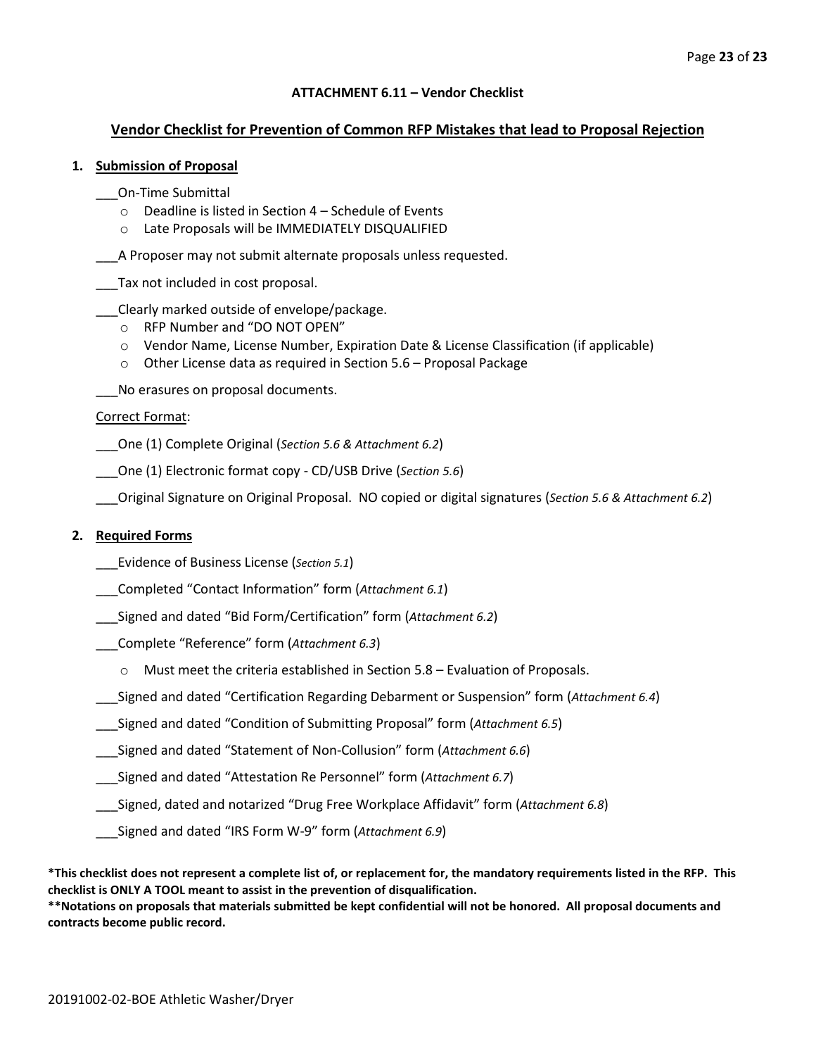**ATTACHMENT 6.11 – Vendor Checklist**

## Vendor Checklist for Prevention of Common RFP Mistakes that lead to Proposal Rejection

1. **Submission of Proposal**

   ___On-Time Submittal
   - Deadline is listed in Section 4 – Schedule of Events
   - Late Proposals will be IMMEDIATELY DISQUALIFIED

   ___A Proposer may not submit alternate proposals unless requested.

   ___Tax not included in cost proposal.

   ___Clearly marked outside of envelope/package.
   - RFP Number and "DO NOT OPEN"
   - Vendor Name, License Number, Expiration Date & License Classification (if applicable)
   - Other License data as required in Section 5.6 – Proposal Package

   ___No erasures on proposal documents.

   Correct Format:

   ___One (1) Complete Original (*Section 5.6 & Attachment 6.2*)

   ___One (1) Electronic format copy - CD/USB Drive (*Section 5.6*)

   ___Original Signature on Original Proposal. NO copied or digital signatures (*Section 5.6 & Attachment 6.2*)

2. **Required Forms**

   ___Evidence of Business License (*Section 5.1*)

   ___Completed "Contact Information" form (*Attachment 6.1*)

   ___Signed and dated "Bid Form/Certification" form (*Attachment 6.2*)

   ___Complete "Reference" form (*Attachment 6.3*)
   - Must meet the criteria established in Section 5.8 – Evaluation of Proposals.

   ___Signed and dated "Certification Regarding Debarment or Suspension" form (*Attachment 6.4*)

   ___Signed and dated "Condition of Submitting Proposal" form (*Attachment 6.5*)

   ___Signed and dated "Statement of Non-Collusion" form (*Attachment 6.6*)

   ___Signed and dated "Attestation Re Personnel" form (*Attachment 6.7*)

   ___Signed, dated and notarized "Drug Free Workplace Affidavit" form (*Attachment 6.8*)

   ___Signed and dated "IRS Form W-9" form (*Attachment 6.9*)

**\*This checklist does not represent a complete list of, or replacement for, the mandatory requirements listed in the RFP. This checklist is ONLY A TOOL meant to assist in the prevention of disqualification.**

**\*\*Notations on proposals that materials submitted be kept confidential will not be honored. All proposal documents and contracts become public record.**

20191002-02-BOE Athletic Washer/Dryer